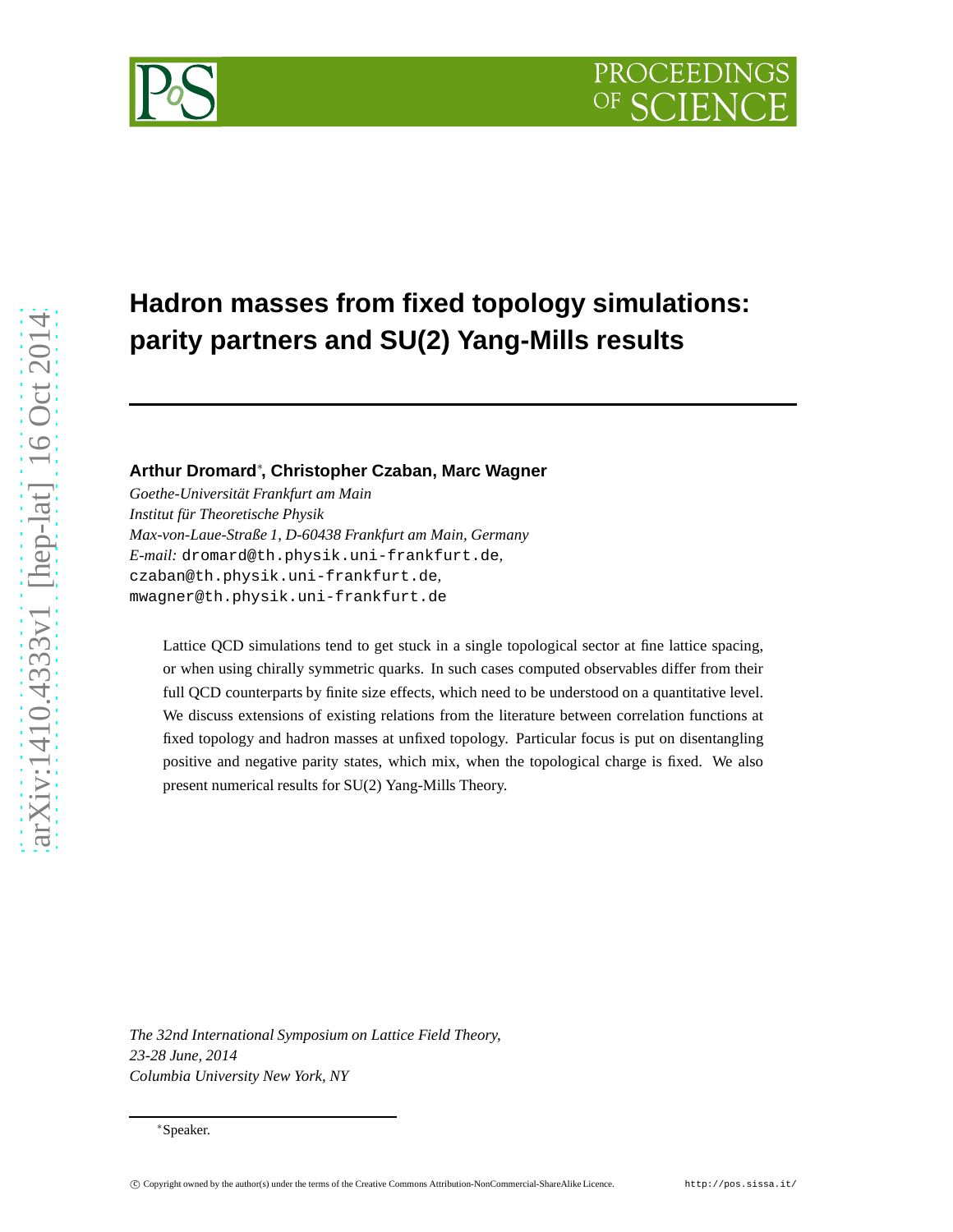# Hadron masses from fixed topology simulations: parity partners and SU(2) Yang-Mills results

**Arthur Dromard***, **Christopher Czaban, Marc Wagner**

*Goethe-Universität Frankfurt am Main*
*Institut für Theoretische Physik*
*Max-von-Laue-Straße 1, D-60438 Frankfurt am Main, Germany*
*E-mail:* `dromard@th.physik.uni-frankfurt.de`, `czaban@th.physik.uni-frankfurt.de`, `mwagner@th.physik.uni-frankfurt.de`

Lattice QCD simulations tend to get stuck in a single topological sector at fine lattice spacing, or when using chirally symmetric quarks. In such cases computed observables differ from their full QCD counterparts by finite size effects, which need to be understood on a quantitative level. We discuss extensions of existing relations from the literature between correlation functions at fixed topology and hadron masses at unfixed topology. Particular focus is put on disentangling positive and negative parity states, which mix, when the topological charge is fixed. We also present numerical results for SU(2) Yang-Mills Theory.

*The 32nd International Symposium on Lattice Field Theory,*
*23-28 June, 2014*
*Columbia University New York, NY*

*Speaker.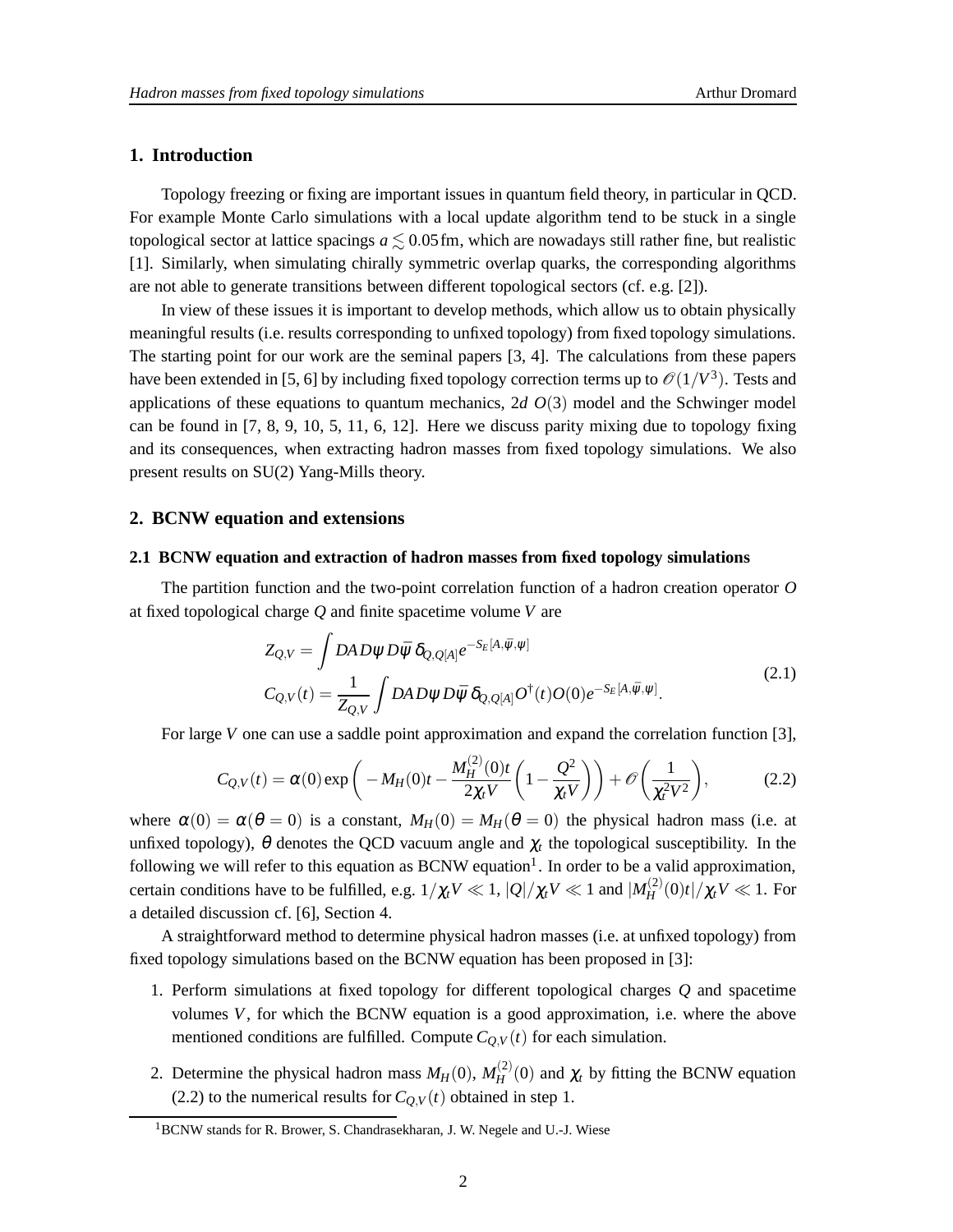## 1. Introduction

Topology freezing or fixing are important issues in quantum field theory, in particular in QCD. For example Monte Carlo simulations with a local update algorithm tend to be stuck in a single topological sector at lattice spacings $a \lesssim 0.05\,\text{fm}$, which are nowadays still rather fine, but realistic [1]. Similarly, when simulating chirally symmetric overlap quarks, the corresponding algorithms are not able to generate transitions between different topological sectors (cf. e.g. [2]).

In view of these issues it is important to develop methods, which allow us to obtain physically meaningful results (i.e. results corresponding to unfixed topology) from fixed topology simulations. The starting point for our work are the seminal papers [3, 4]. The calculations from these papers have been extended in [5, 6] by including fixed topology correction terms up to $\mathcal{O}(1/V^3)$. Tests and applications of these equations to quantum mechanics, $2d$ $O(3)$ model and the Schwinger model can be found in [7, 8, 9, 10, 5, 11, 6, 12]. Here we discuss parity mixing due to topology fixing and its consequences, when extracting hadron masses from fixed topology simulations. We also present results on SU(2) Yang-Mills theory.

## 2. BCNW equation and extensions

### 2.1 BCNW equation and extraction of hadron masses from fixed topology simulations

The partition function and the two-point correlation function of a hadron creation operator $O$ at fixed topological charge $Q$ and finite spacetime volume $V$ are

$$
\begin{aligned}
Z_{Q,V} &= \int DA\,D\psi\,D\bar{\psi}\,\delta_{Q,Q[A]}e^{-S_E[A,\bar{\psi},\psi]} \\
C_{Q,V}(t) &= \frac{1}{Z_{Q,V}}\int DA\,D\psi\,D\bar{\psi}\,\delta_{Q,Q[A]}O^\dagger(t)O(0)e^{-S_E[A,\bar{\psi},\psi]}.
\end{aligned}
\tag{2.1}
$$

For large $V$ one can use a saddle point approximation and expand the correlation function [3],

$$
C_{Q,V}(t) = \alpha(0)\exp\left(-M_H(0)t - \frac{M_H^{(2)}(0)t}{2\chi_t V}\left(1 - \frac{Q^2}{\chi_t V}\right)\right) + \mathcal{O}\left(\frac{1}{\chi_t^2 V^2}\right),
\tag{2.2}
$$

where $\alpha(0) = \alpha(\theta = 0)$ is a constant, $M_H(0) = M_H(\theta = 0)$ the physical hadron mass (i.e. at unfixed topology), $\theta$ denotes the QCD vacuum angle and $\chi_t$ the topological susceptibility. In the following we will refer to this equation as BCNW equation[1]. In order to be a valid approximation, certain conditions have to be fulfilled, e.g. $1/\chi_t V \ll 1$, $|Q|/\chi_t V \ll 1$ and $|M_H^{(2)}(0)t|/\chi_t V \ll 1$. For a detailed discussion cf. [6], Section 4.

A straightforward method to determine physical hadron masses (i.e. at unfixed topology) from fixed topology simulations based on the BCNW equation has been proposed in [3]:

1. Perform simulations at fixed topology for different topological charges $Q$ and spacetime volumes $V$, for which the BCNW equation is a good approximation, i.e. where the above mentioned conditions are fulfilled. Compute $C_{Q,V}(t)$ for each simulation.
2. Determine the physical hadron mass $M_H(0)$, $M_H^{(2)}(0)$ and $\chi_t$ by fitting the BCNW equation (2.2) to the numerical results for $C_{Q,V}(t)$ obtained in step 1.

[1] BCNW stands for R. Brower, S. Chandrasekharan, J. W. Negele and U.-J. Wiese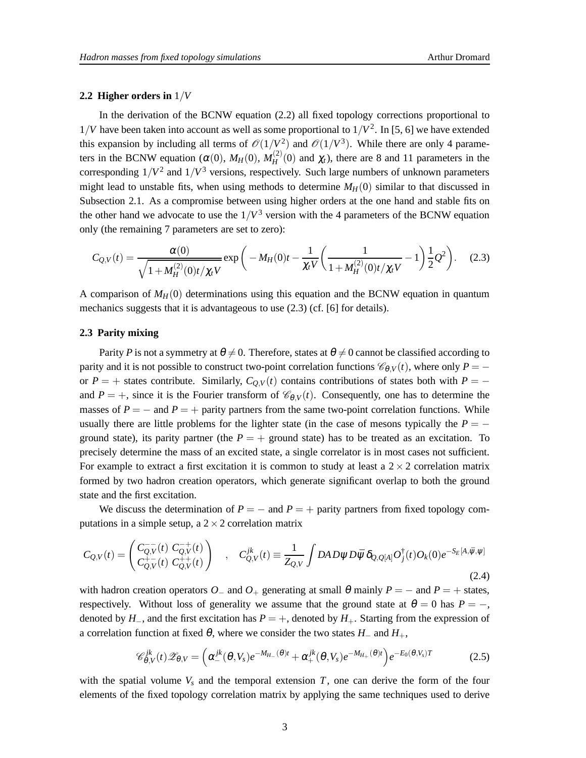### 2.2 Higher orders in $1/V$

In the derivation of the BCNW equation (2.2) all fixed topology corrections proportional to $1/V$ have been taken into account as well as some proportional to $1/V^2$. In [5, 6] we have extended this expansion by including all terms of $\mathcal{O}(1/V^2)$ and $\mathcal{O}(1/V^3)$. While there are only 4 parameters in the BCNW equation ($\alpha(0)$, $M_H(0)$, $M_H^{(2)}(0)$ and $\chi_t$), there are 8 and 11 parameters in the corresponding $1/V^2$ and $1/V^3$ versions, respectively. Such large numbers of unknown parameters might lead to unstable fits, when using methods to determine $M_H(0)$ similar to that discussed in Subsection 2.1. As a compromise between using higher orders at the one hand and stable fits on the other hand we advocate to use the $1/V^3$ version with the 4 parameters of the BCNW equation only (the remaining 7 parameters are set to zero):

$$C_{Q,V}(t) = \frac{\alpha(0)}{\sqrt{1+M_H^{(2)}(0)t/\chi_t V}} \exp\bigg( -M_H(0)t - \frac{1}{\chi_t V}\bigg(\frac{1}{1+M_H^{(2)}(0)t/\chi_t V} - 1\bigg)\frac{1}{2}Q^2\bigg). \quad (2.3)$$

A comparison of $M_H(0)$ determinations using this equation and the BCNW equation in quantum mechanics suggests that it is advantageous to use (2.3) (cf. [6] for details).

### 2.3 Parity mixing

Parity $P$ is not a symmetry at $\theta \neq 0$. Therefore, states at $\theta \neq 0$ cannot be classified according to parity and it is not possible to construct two-point correlation functions $\mathcal{C}_{\theta,V}(t)$, where only $P = -$ or $P = +$ states contribute. Similarly, $C_{Q,V}(t)$ contains contributions of states both with $P = -$ and $P = +$, since it is the Fourier transform of $\mathcal{C}_{\theta,V}(t)$. Consequently, one has to determine the masses of $P = -$ and $P = +$ parity partners from the same two-point correlation functions. While usually there are little problems for the lighter state (in the case of mesons typically the $P = -$ ground state), its parity partner (the $P = +$ ground state) has to be treated as an excitation. To precisely determine the mass of an excited state, a single correlator is in most cases not sufficient. For example to extract a first excitation it is common to study at least a $2\times 2$ correlation matrix formed by two hadron creation operators, which generate significant overlap to both the ground state and the first excitation.

We discuss the determination of $P = -$ and $P = +$ parity partners from fixed topology computations in a simple setup, a $2\times 2$ correlation matrix

$$C_{Q,V}(t) = \begin{pmatrix} C_{Q,V}^{--}(t) & C_{Q,V}^{-+}(t) \\ C_{Q,V}^{+-}(t) & C_{Q,V}^{++}(t) \end{pmatrix} \quad , \quad C_{Q,V}^{jk}(t) \equiv \frac{1}{Z_{Q,V}} \int DA\,D\psi\,D\bar{\psi}\,\delta_{Q,Q[A]} O_j^\dagger(t) O_k(0) e^{-S_E[A,\bar{\psi},\psi]} \quad (2.4)$$

with hadron creation operators $O_-$ and $O_+$ generating at small $\theta$ mainly $P = -$ and $P = +$ states, respectively. Without loss of generality we assume that the ground state at $\theta = 0$ has $P = -$, denoted by $H_-$, and the first excitation has $P = +$, denoted by $H_+$. Starting from the expression of a correlation function at fixed $\theta$, where we consider the two states $H_-$ and $H_+$,

$$\mathcal{C}_{\theta,V}^{jk}(t)\mathcal{Z}_{\theta,V} = \Big(\alpha_-^{jk}(\theta,V_s)e^{-M_{H_-}(\theta)t} + \alpha_+^{jk}(\theta,V_s)e^{-M_{H_+}(\theta)t}\Big)e^{-E_0(\theta,V_s)T} \quad (2.5)$$

with the spatial volume $V_s$ and the temporal extension $T$, one can derive the form of the four elements of the fixed topology correlation matrix by applying the same techniques used to derive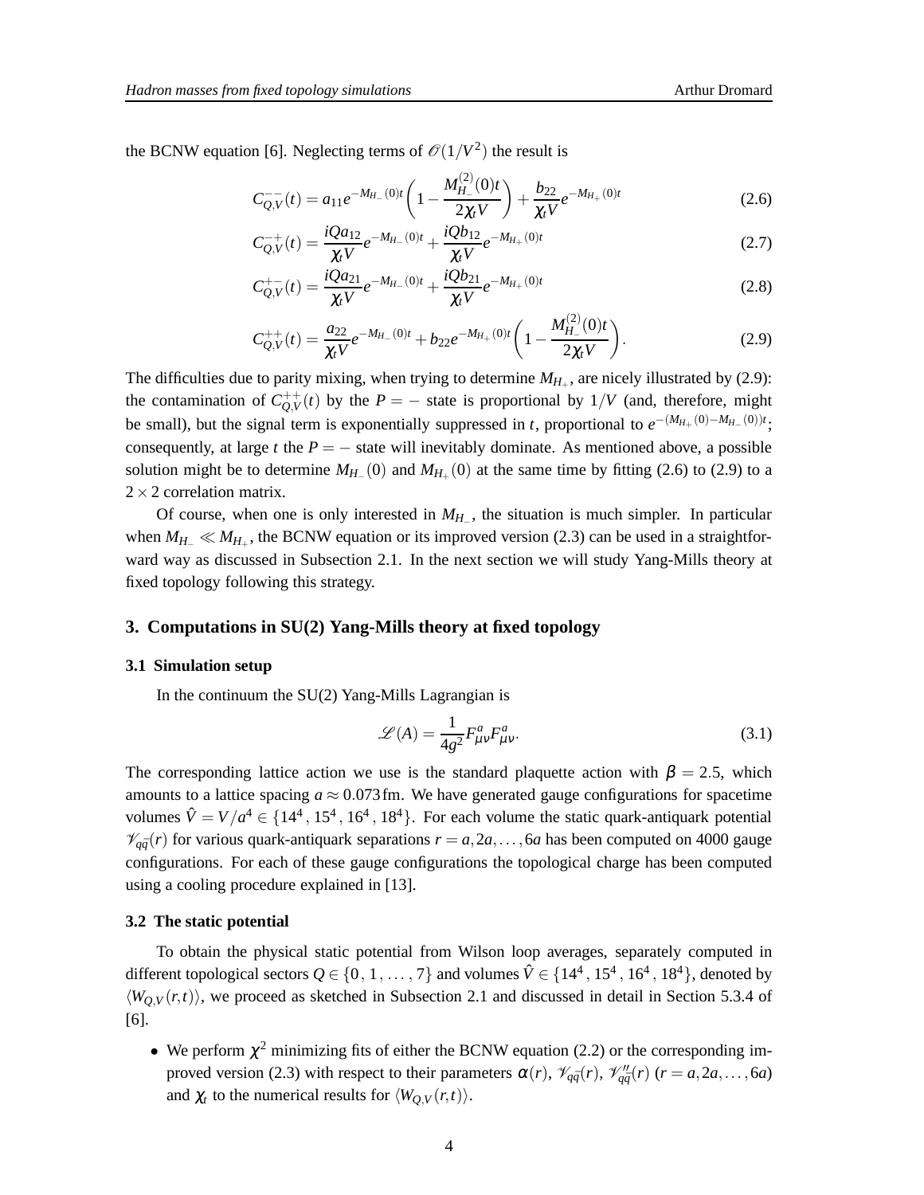the BCNW equation [6]. Neglecting terms of $\mathscr{O}(1/V^2)$ the result is

$$C_{Q,V}^{--}(t) = a_{11}e^{-M_{H_-}(0)t}\left(1 - \frac{M_{H_-}^{(2)}(0)t}{2\chi_t V}\right) + \frac{b_{22}}{\chi_t V}e^{-M_{H_+}(0)t} \tag{2.6}$$

$$C_{Q,V}^{-+}(t) = \frac{iQa_{12}}{\chi_t V}e^{-M_{H_-}(0)t} + \frac{iQb_{12}}{\chi_t V}e^{-M_{H_+}(0)t} \tag{2.7}$$

$$C_{Q,V}^{+-}(t) = \frac{iQa_{21}}{\chi_t V}e^{-M_{H_-}(0)t} + \frac{iQb_{21}}{\chi_t V}e^{-M_{H_+}(0)t} \tag{2.8}$$

$$C_{Q,V}^{++}(t) = \frac{a_{22}}{\chi_t V}e^{-M_{H_-}(0)t} + b_{22}e^{-M_{H_+}(0)t}\left(1 - \frac{M_{H_-}^{(2)}(0)t}{2\chi_t V}\right). \tag{2.9}$$

The difficulties due to parity mixing, when trying to determine $M_{H_+}$, are nicely illustrated by (2.9): the contamination of $C_{Q,V}^{++}(t)$ by the $P = -$ state is proportional by $1/V$ (and, therefore, might be small), but the signal term is exponentially suppressed in $t$, proportional to $e^{-(M_{H_+}(0)-M_{H_-}(0))t}$; consequently, at large $t$ the $P = -$ state will inevitably dominate. As mentioned above, a possible solution might be to determine $M_{H_-}(0)$ and $M_{H_+}(0)$ at the same time by fitting (2.6) to (2.9) to a $2 \times 2$ correlation matrix.

Of course, when one is only interested in $M_{H_-}$, the situation is much simpler. In particular when $M_{H_-} \ll M_{H_+}$, the BCNW equation or its improved version (2.3) can be used in a straightforward way as discussed in Subsection 2.1. In the next section we will study Yang-Mills theory at fixed topology following this strategy.

## 3. Computations in SU(2) Yang-Mills theory at fixed topology

### 3.1 Simulation setup

In the continuum the SU(2) Yang-Mills Lagrangian is

$$\mathscr{L}(A) = \frac{1}{4g^2}F_{\mu\nu}^a F_{\mu\nu}^a. \tag{3.1}$$

The corresponding lattice action we use is the standard plaquette action with $\beta = 2.5$, which amounts to a lattice spacing $a \approx 0.073\,\text{fm}$. We have generated gauge configurations for spacetime volumes $\hat{V} = V/a^4 \in \{14^4, 15^4, 16^4, 18^4\}$. For each volume the static quark-antiquark potential $\mathscr{V}_{q\bar{q}}(r)$ for various quark-antiquark separations $r = a, 2a, \ldots, 6a$ has been computed on 4000 gauge configurations. For each of these gauge configurations the topological charge has been computed using a cooling procedure explained in [13].

### 3.2 The static potential

To obtain the physical static potential from Wilson loop averages, separately computed in different topological sectors $Q \in \{0, 1, \ldots, 7\}$ and volumes $\hat{V} \in \{14^4, 15^4, 16^4, 18^4\}$, denoted by $\langle W_{Q,V}(r,t)\rangle$, we proceed as sketched in Subsection 2.1 and discussed in detail in Section 5.3.4 of [6].

- We perform $\chi^2$ minimizing fits of either the BCNW equation (2.2) or the corresponding improved version (2.3) with respect to their parameters $\alpha(r)$, $\mathscr{V}_{q\bar{q}}(r)$, $\mathscr{V}''_{q\bar{q}}(r)$ ($r = a, 2a, \ldots, 6a$) and $\chi_t$ to the numerical results for $\langle W_{Q,V}(r,t)\rangle$.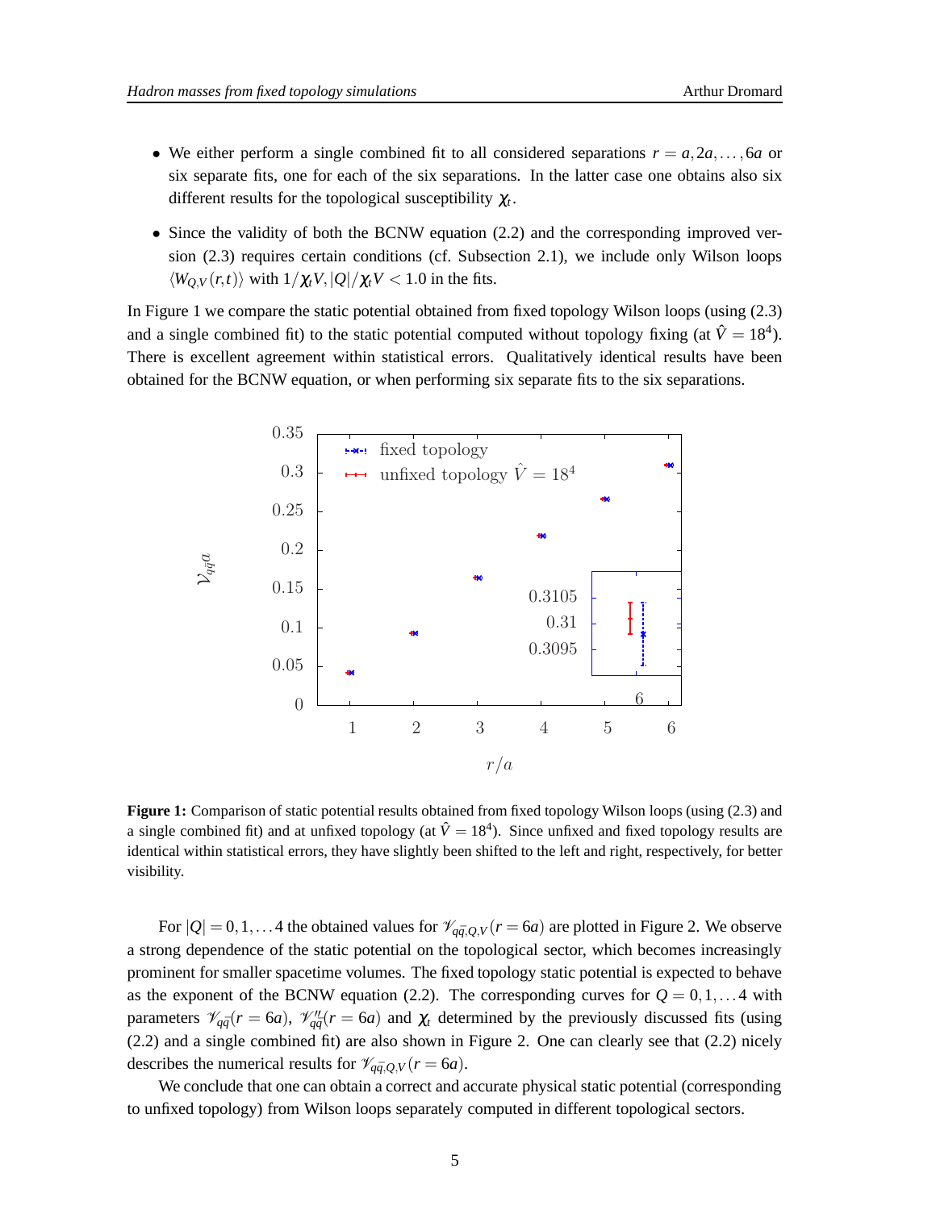- We either perform a single combined fit to all considered separations $r = a, 2a, \ldots, 6a$ or six separate fits, one for each of the six separations. In the latter case one obtains also six different results for the topological susceptibility $\chi_t$.
- Since the validity of both the BCNW equation (2.2) and the corresponding improved version (2.3) requires certain conditions (cf. Subsection 2.1), we include only Wilson loops $\langle W_{Q,V}(r,t) \rangle$ with $1/\chi_t V, |Q|/\chi_t V < 1.0$ in the fits.

In Figure 1 we compare the static potential obtained from fixed topology Wilson loops (using (2.3) and a single combined fit) to the static potential computed without topology fixing (at $\hat{V} = 18^4$). There is excellent agreement within statistical errors. Qualitatively identical results have been obtained for the BCNW equation, or when performing six separate fits to the six separations.

0.35
0.3
0.25
0.2
0.15
0.1
0.05
0
$\mathcal{V}_{q\bar{q}}a$
1
2
3
4
5
6
$r/a$
fixed topology
unfixed topology $\hat{V} = 18^4$
0.3105
0.31
0.3095
6

**Figure 1:** Comparison of static potential results obtained from fixed topology Wilson loops (using (2.3) and a single combined fit) and at unfixed topology (at $\hat{V} = 18^4$). Since unfixed and fixed topology results are identical within statistical errors, they have slightly been shifted to the left and right, respectively, for better visibility.

For $|Q| = 0, 1, \ldots 4$ the obtained values for $\mathcal{V}_{q\bar{q},Q,V}(r = 6a)$ are plotted in Figure 2. We observe a strong dependence of the static potential on the topological sector, which becomes increasingly prominent for smaller spacetime volumes. The fixed topology static potential is expected to behave as the exponent of the BCNW equation (2.2). The corresponding curves for $Q = 0, 1, \ldots 4$ with parameters $\mathcal{V}_{q\bar{q}}(r = 6a)$, $\mathcal{V}''_{q\bar{q}}(r = 6a)$ and $\chi_t$ determined by the previously discussed fits (using (2.2) and a single combined fit) are also shown in Figure 2. One can clearly see that (2.2) nicely describes the numerical results for $\mathcal{V}_{q\bar{q},Q,V}(r = 6a)$.

We conclude that one can obtain a correct and accurate physical static potential (corresponding to unfixed topology) from Wilson loops separately computed in different topological sectors.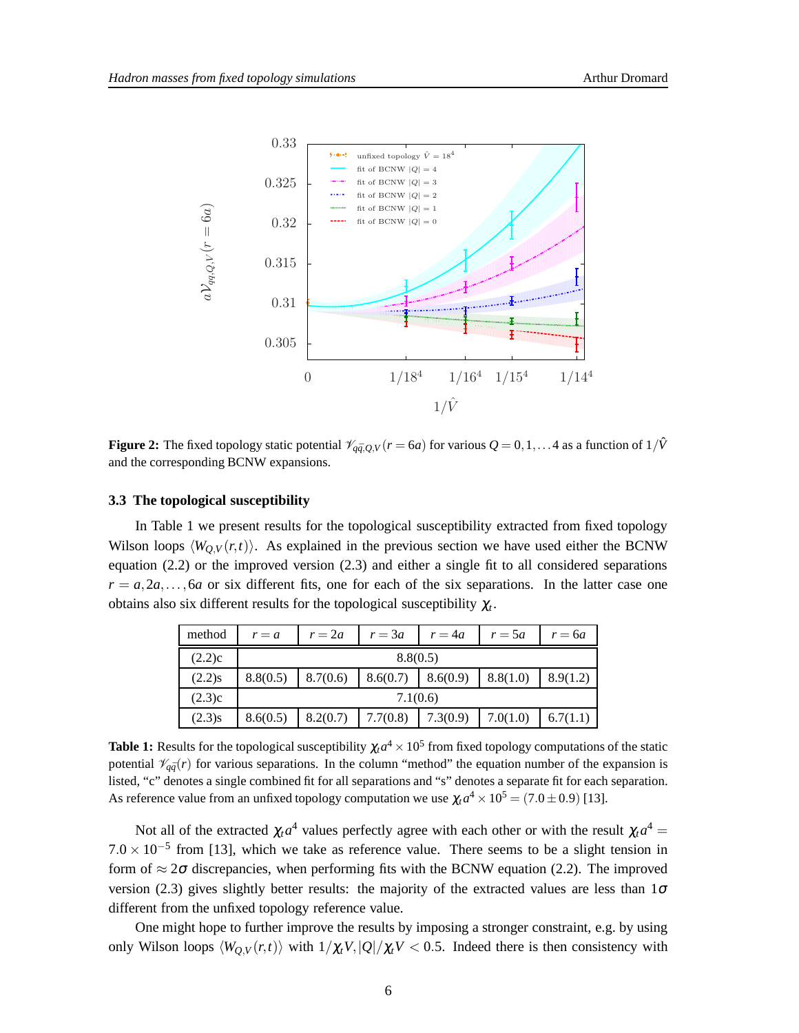0.33

0.325

0.32

0.315

0.31

0.305

$aV_{q\bar{q},Q,V}(r = 6a)$

0

$1/18^4$

$1/16^4$

$1/15^4$

$1/14^4$

$1/\hat{V}$

unfixed topology $\hat{V} = 18^4$

fit of BCNW $|Q| = 4$

fit of BCNW $|Q| = 3$

fit of BCNW $|Q| = 2$

fit of BCNW $|Q| = 1$

fit of BCNW $|Q| = 0$

**Figure 2:** The fixed topology static potential $\mathscr{V}_{q\bar{q},Q,V}(r = 6a)$ for various $Q = 0, 1, \ldots 4$ as a function of $1/\hat{V}$ and the corresponding BCNW expansions.

### 3.3 The topological susceptibility

In Table 1 we present results for the topological susceptibility extracted from fixed topology Wilson loops $\langle W_{Q,V}(r,t)\rangle$. As explained in the previous section we have used either the BCNW equation (2.2) or the improved version (2.3) and either a single fit to all considered separations $r = a, 2a, \ldots, 6a$ or six different fits, one for each of the six separations. In the latter case one obtains also six different results for the topological susceptibility $\chi_t$.

| method | $r = a$ | $r = 2a$ | $r = 3a$ | $r = 4a$ | $r = 5a$ | $r = 6a$ |
|---|---|---|---|---|---|---|
| (2.2)c | 8.8(0.5) | | | | | |
| (2.2)s | 8.8(0.5) | 8.7(0.6) | 8.6(0.7) | 8.6(0.9) | 8.8(1.0) | 8.9(1.2) |
| (2.3)c | 7.1(0.6) | | | | | |
| (2.3)s | 8.6(0.5) | 8.2(0.7) | 7.7(0.8) | 7.3(0.9) | 7.0(1.0) | 6.7(1.1) |

**Table 1:** Results for the topological susceptibility $\chi_t a^4 \times 10^5$ from fixed topology computations of the static potential $\mathscr{V}_{q\bar{q}}(r)$ for various separations. In the column "method" the equation number of the expansion is listed, "c" denotes a single combined fit for all separations and "s" denotes a separate fit for each separation. As reference value from an unfixed topology computation we use $\chi_t a^4 \times 10^5 = (7.0 \pm 0.9)$ [13].

Not all of the extracted $\chi_t a^4$ values perfectly agree with each other or with the result $\chi_t a^4 = 7.0 \times 10^{-5}$ from [13], which we take as reference value. There seems to be a slight tension in form of $\approx 2\sigma$ discrepancies, when performing fits with the BCNW equation (2.2). The improved version (2.3) gives slightly better results: the majority of the extracted values are less than $1\sigma$ different from the unfixed topology reference value.

One might hope to further improve the results by imposing a stronger constraint, e.g. by using only Wilson loops $\langle W_{Q,V}(r,t)\rangle$ with $1/\chi_t V, |Q|/\chi_t V < 0.5$. Indeed there is then consistency with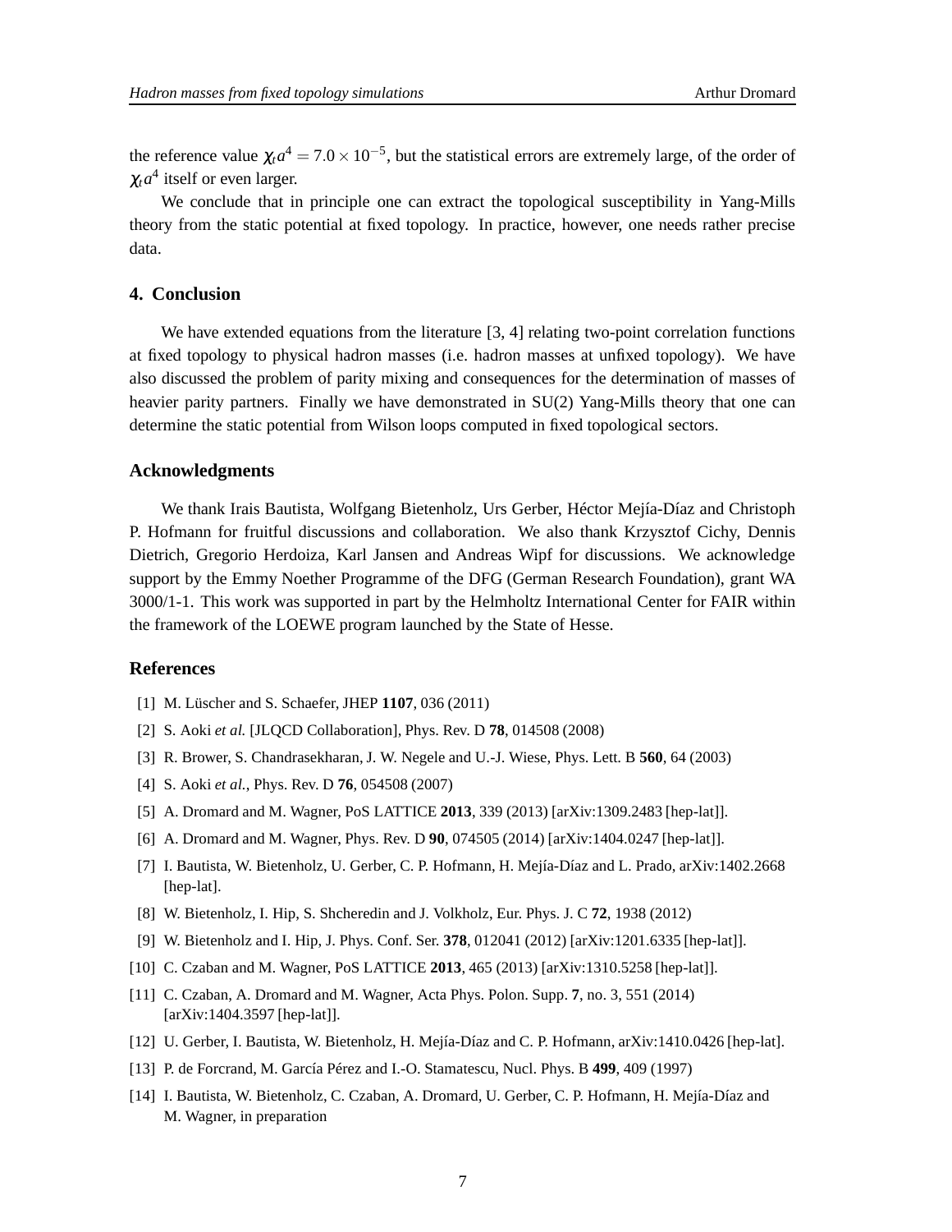the reference value $\chi_t a^4 = 7.0 \times 10^{-5}$, but the statistical errors are extremely large, of the order of $\chi_t a^4$ itself or even larger.

We conclude that in principle one can extract the topological susceptibility in Yang-Mills theory from the static potential at fixed topology. In practice, however, one needs rather precise data.

## 4. Conclusion

We have extended equations from the literature [3, 4] relating two-point correlation functions at fixed topology to physical hadron masses (i.e. hadron masses at unfixed topology). We have also discussed the problem of parity mixing and consequences for the determination of masses of heavier parity partners. Finally we have demonstrated in SU(2) Yang-Mills theory that one can determine the static potential from Wilson loops computed in fixed topological sectors.

## Acknowledgments

We thank Irais Bautista, Wolfgang Bietenholz, Urs Gerber, Héctor Mejía-Díaz and Christoph P. Hofmann for fruitful discussions and collaboration. We also thank Krzysztof Cichy, Dennis Dietrich, Gregorio Herdoiza, Karl Jansen and Andreas Wipf for discussions. We acknowledge support by the Emmy Noether Programme of the DFG (German Research Foundation), grant WA 3000/1-1. This work was supported in part by the Helmholtz International Center for FAIR within the framework of the LOEWE program launched by the State of Hesse.

## References

[1] M. Lüscher and S. Schaefer, JHEP **1107**, 036 (2011)

[2] S. Aoki *et al.* [JLQCD Collaboration], Phys. Rev. D **78**, 014508 (2008)

[3] R. Brower, S. Chandrasekharan, J. W. Negele and U.-J. Wiese, Phys. Lett. B **560**, 64 (2003)

[4] S. Aoki *et al.*, Phys. Rev. D **76**, 054508 (2007)

[5] A. Dromard and M. Wagner, PoS LATTICE **2013**, 339 (2013) [arXiv:1309.2483 [hep-lat]].

[6] A. Dromard and M. Wagner, Phys. Rev. D **90**, 074505 (2014) [arXiv:1404.0247 [hep-lat]].

[7] I. Bautista, W. Bietenholz, U. Gerber, C. P. Hofmann, H. Mejía-Díaz and L. Prado, arXiv:1402.2668 [hep-lat].

[8] W. Bietenholz, I. Hip, S. Shcheredin and J. Volkholz, Eur. Phys. J. C **72**, 1938 (2012)

[9] W. Bietenholz and I. Hip, J. Phys. Conf. Ser. **378**, 012041 (2012) [arXiv:1201.6335 [hep-lat]].

[10] C. Czaban and M. Wagner, PoS LATTICE **2013**, 465 (2013) [arXiv:1310.5258 [hep-lat]].

[11] C. Czaban, A. Dromard and M. Wagner, Acta Phys. Polon. Supp. **7**, no. 3, 551 (2014) [arXiv:1404.3597 [hep-lat]].

[12] U. Gerber, I. Bautista, W. Bietenholz, H. Mejía-Díaz and C. P. Hofmann, arXiv:1410.0426 [hep-lat].

[13] P. de Forcrand, M. García Pérez and I.-O. Stamatescu, Nucl. Phys. B **499**, 409 (1997)

[14] I. Bautista, W. Bietenholz, C. Czaban, A. Dromard, U. Gerber, C. P. Hofmann, H. Mejía-Díaz and M. Wagner, in preparation